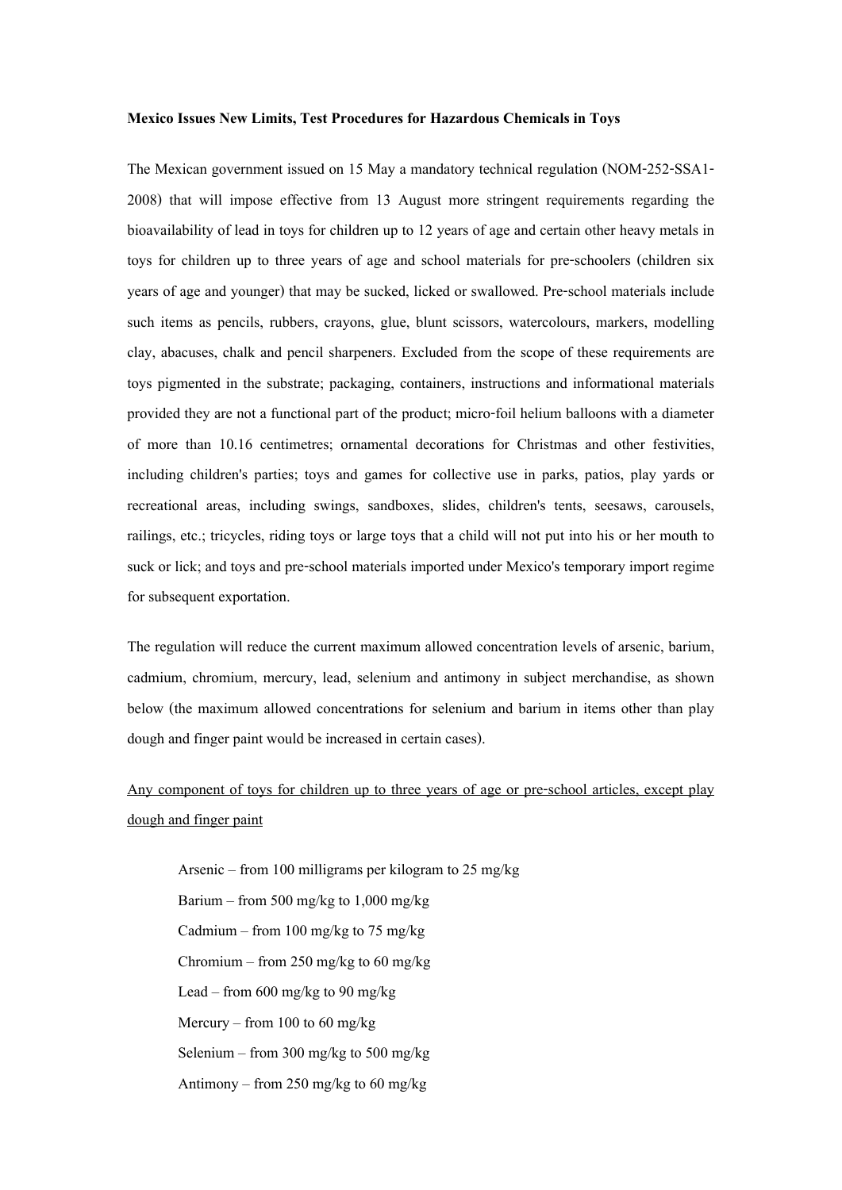**Mexico Issues New Limits, Test Procedures for Hazardous Chemicals in Toys**

The Mexican government issued on 15 May a mandatory technical regulation (NOM-252-SSA1-2008) that will impose effective from 13 August more stringent requirements regarding the bioavailability of lead in toys for children up to 12 years of age and certain other heavy metals in toys for children up to three years of age and school materials for pre-schoolers (children six years of age and younger) that may be sucked, licked or swallowed. Pre-school materials include such items as pencils, rubbers, crayons, glue, blunt scissors, watercolours, markers, modelling clay, abacuses, chalk and pencil sharpeners. Excluded from the scope of these requirements are toys pigmented in the substrate; packaging, containers, instructions and informational materials provided they are not a functional part of the product; micro-foil helium balloons with a diameter of more than 10.16 centimetres; ornamental decorations for Christmas and other festivities, including children's parties; toys and games for collective use in parks, patios, play yards or recreational areas, including swings, sandboxes, slides, children's tents, seesaws, carousels, railings, etc.; tricycles, riding toys or large toys that a child will not put into his or her mouth to suck or lick; and toys and pre-school materials imported under Mexico's temporary import regime for subsequent exportation.

The regulation will reduce the current maximum allowed concentration levels of arsenic, barium, cadmium, chromium, mercury, lead, selenium and antimony in subject merchandise, as shown below (the maximum allowed concentrations for selenium and barium in items other than play dough and finger paint would be increased in certain cases).

<u>Any component of toys for children up to three years of age or pre-school articles, except play dough and finger paint</u>

- Arsenic – from 100 milligrams per kilogram to 25 mg/kg
- Barium – from 500 mg/kg to 1,000 mg/kg
- Cadmium – from 100 mg/kg to 75 mg/kg
- Chromium – from 250 mg/kg to 60 mg/kg
- Lead – from 600 mg/kg to 90 mg/kg
- Mercury – from 100 to 60 mg/kg
- Selenium – from 300 mg/kg to 500 mg/kg
- Antimony – from 250 mg/kg to 60 mg/kg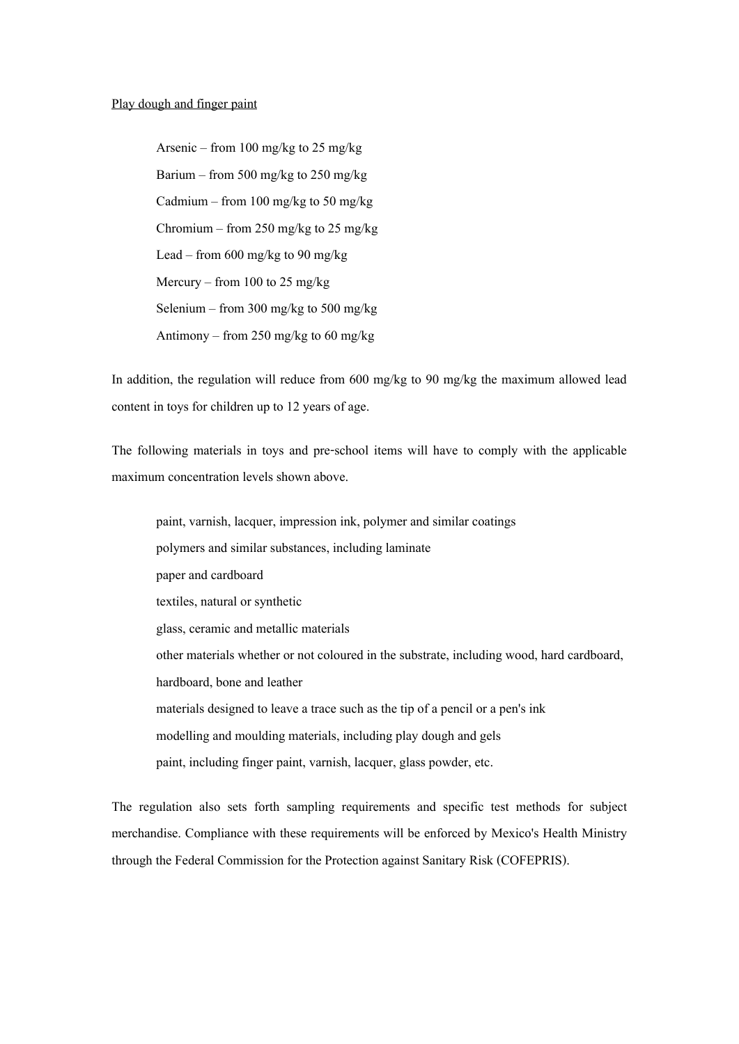Play dough and finger paint

- Arsenic – from 100 mg/kg to 25 mg/kg
- Barium – from 500 mg/kg to 250 mg/kg
- Cadmium – from 100 mg/kg to 50 mg/kg
- Chromium – from 250 mg/kg to 25 mg/kg
- Lead – from 600 mg/kg to 90 mg/kg
- Mercury – from 100 to 25 mg/kg
- Selenium – from 300 mg/kg to 500 mg/kg
- Antimony – from 250 mg/kg to 60 mg/kg

In addition, the regulation will reduce from 600 mg/kg to 90 mg/kg the maximum allowed lead content in toys for children up to 12 years of age.

The following materials in toys and pre-school items will have to comply with the applicable maximum concentration levels shown above.

- paint, varnish, lacquer, impression ink, polymer and similar coatings
- polymers and similar substances, including laminate
- paper and cardboard
- textiles, natural or synthetic
- glass, ceramic and metallic materials
- other materials whether or not coloured in the substrate, including wood, hard cardboard, hardboard, bone and leather
- materials designed to leave a trace such as the tip of a pencil or a pen's ink
- modelling and moulding materials, including play dough and gels
- paint, including finger paint, varnish, lacquer, glass powder, etc.

The regulation also sets forth sampling requirements and specific test methods for subject merchandise. Compliance with these requirements will be enforced by Mexico's Health Ministry through the Federal Commission for the Protection against Sanitary Risk (COFEPRIS).